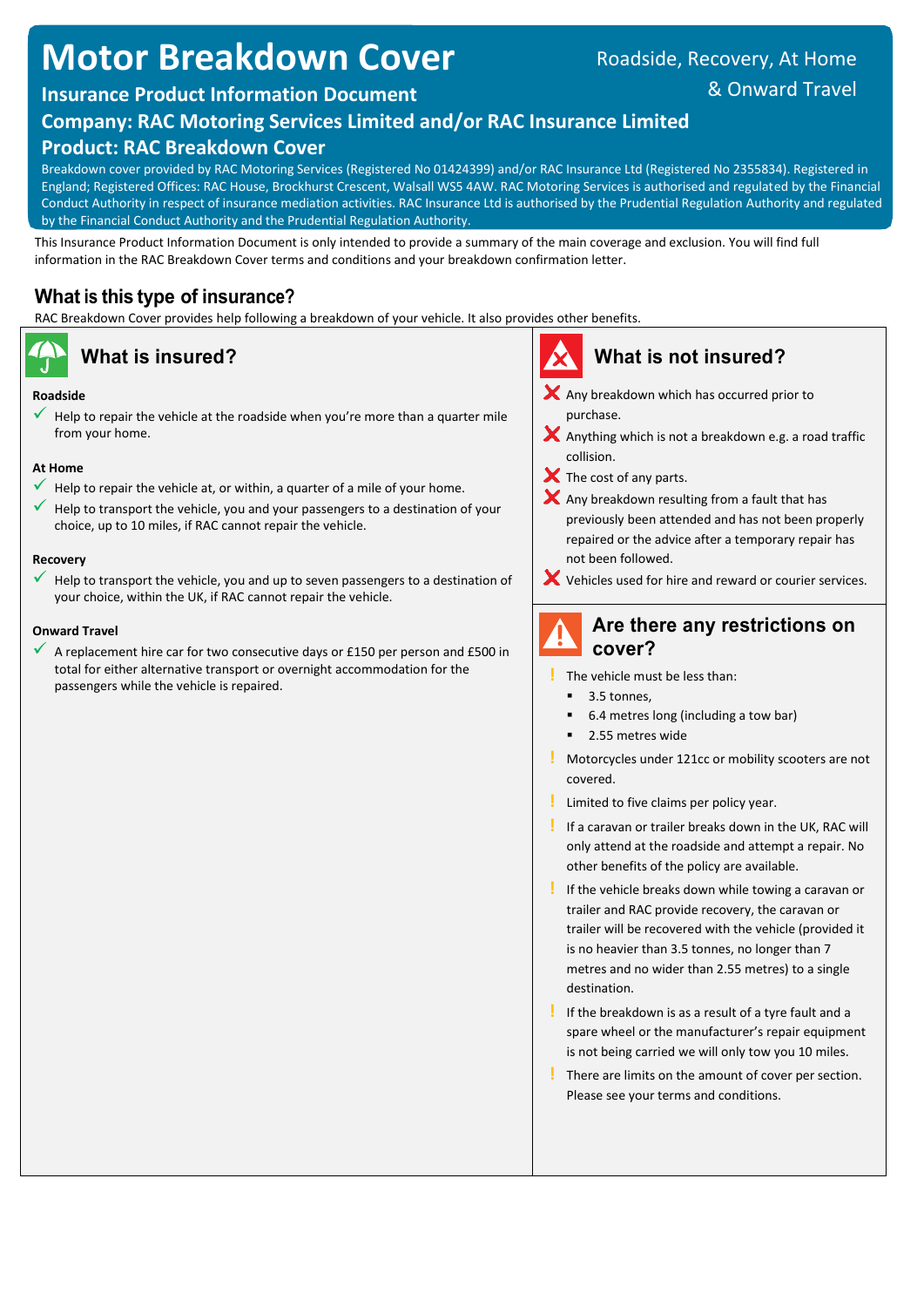# Motor Breakdown Cover

Roadside, Recovery, At Home & Onward Travel

**Insurance Product Information Document**

**Company: RAC Motoring Services Limited and/or RAC Insurance Limited**

**Product: RAC Breakdown Cover**

Breakdown cover provided by RAC Motoring Services (Registered No 01424399) and/or RAC Insurance Ltd (Registered No 2355834). Registered in England; Registered Offices: RAC House, Brockhurst Crescent, Walsall WS5 4AW. RAC Motoring Services is authorised and regulated by the Financial Conduct Authority in respect of insurance mediation activities. RAC Insurance Ltd is authorised by the Prudential Regulation Authority and regulated by the Financial Conduct Authority and the Prudential Regulation Authority.

This Insurance Product Information Document is only intended to provide a summary of the main coverage and exclusion. You will find full information in the RAC Breakdown Cover terms and conditions and your breakdown confirmation letter.

## What is this type of insurance?

RAC Breakdown Cover provides help following a breakdown of your vehicle. It also provides other benefits.

## What is insured?

**Roadside**

- ✓ Help to repair the vehicle at the roadside when you're more than a quarter mile from your home.

**At Home**

- ✓ Help to repair the vehicle at, or within, a quarter of a mile of your home.
- ✓ Help to transport the vehicle, you and your passengers to a destination of your choice, up to 10 miles, if RAC cannot repair the vehicle.

**Recovery**

- ✓ Help to transport the vehicle, you and up to seven passengers to a destination of your choice, within the UK, if RAC cannot repair the vehicle.

**Onward Travel**

- ✓ A replacement hire car for two consecutive days or £150 per person and £500 in total for either alternative transport or overnight accommodation for the passengers while the vehicle is repaired.

## What is not insured?

- ✗ Any breakdown which has occurred prior to purchase.
- ✗ Anything which is not a breakdown e.g. a road traffic collision.
- ✗ The cost of any parts.
- ✗ Any breakdown resulting from a fault that has previously been attended and has not been properly repaired or the advice after a temporary repair has not been followed.
- ✗ Vehicles used for hire and reward or courier services.

## Are there any restrictions on cover?

- ! The vehicle must be less than:
  - 3.5 tonnes,
  - 6.4 metres long (including a tow bar)
  - 2.55 metres wide
- ! Motorcycles under 121cc or mobility scooters are not covered.
- ! Limited to five claims per policy year.
- ! If a caravan or trailer breaks down in the UK, RAC will only attend at the roadside and attempt a repair. No other benefits of the policy are available.
- ! If the vehicle breaks down while towing a caravan or trailer and RAC provide recovery, the caravan or trailer will be recovered with the vehicle (provided it is no heavier than 3.5 tonnes, no longer than 7 metres and no wider than 2.55 metres) to a single destination.
- ! If the breakdown is as a result of a tyre fault and a spare wheel or the manufacturer's repair equipment is not being carried we will only tow you 10 miles.
- ! There are limits on the amount of cover per section. Please see your terms and conditions.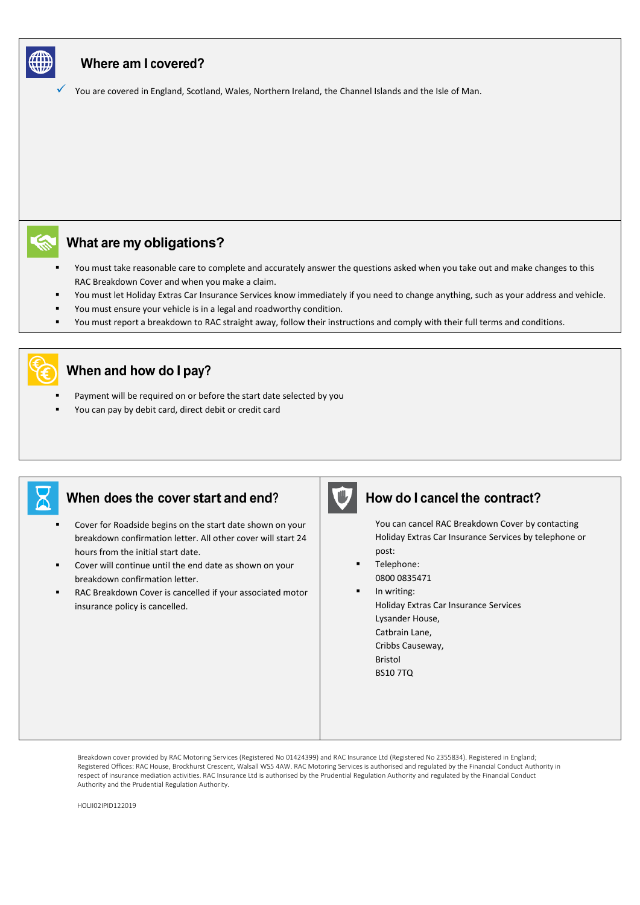## Where am I covered?

- ✓ You are covered in England, Scotland, Wales, Northern Ireland, the Channel Islands and the Isle of Man.

## What are my obligations?

- You must take reasonable care to complete and accurately answer the questions asked when you take out and make changes to this RAC Breakdown Cover and when you make a claim.
- You must let Holiday Extras Car Insurance Services know immediately if you need to change anything, such as your address and vehicle.
- You must ensure your vehicle is in a legal and roadworthy condition.
- You must report a breakdown to RAC straight away, follow their instructions and comply with their full terms and conditions.

## When and how do I pay?

- Payment will be required on or before the start date selected by you
- You can pay by debit card, direct debit or credit card

## When does the cover start and end?

- Cover for Roadside begins on the start date shown on your breakdown confirmation letter. All other cover will start 24 hours from the initial start date.
- Cover will continue until the end date as shown on your breakdown confirmation letter.
- RAC Breakdown Cover is cancelled if your associated motor insurance policy is cancelled.

## How do I cancel the contract?

You can cancel RAC Breakdown Cover by contacting Holiday Extras Car Insurance Services by telephone or post:

- Telephone:
  0800 0835471
- In writing:
  Holiday Extras Car Insurance Services
  Lysander House,
  Catbrain Lane,
  Cribbs Causeway,
  Bristol
  BS10 7TQ

Breakdown cover provided by RAC Motoring Services (Registered No 01424399) and RAC Insurance Ltd (Registered No 2355834). Registered in England; Registered Offices: RAC House, Brockhurst Crescent, Walsall WS5 4AW. RAC Motoring Services is authorised and regulated by the Financial Conduct Authority in respect of insurance mediation activities. RAC Insurance Ltd is authorised by the Prudential Regulation Authority and regulated by the Financial Conduct Authority and the Prudential Regulation Authority.

HOLII02IPID122019